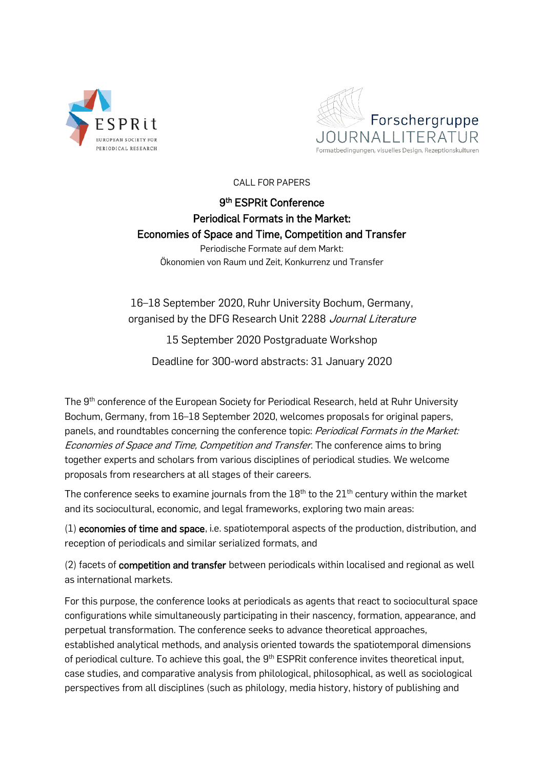ESPRit
EUROPEAN SOCIETY FOR PERIODICAL RESEARCH

Forschergruppe
JOURNALLITERATUR
Formatbedingungen, visuelles Design, Rezeptionskulturen

CALL FOR PAPERS

# 9th ESPRit Conference
# Periodical Formats in the Market: Economies of Space and Time, Competition and Transfer

Periodische Formate auf dem Markt:
Ökonomien von Raum und Zeit, Konkurrenz und Transfer

16–18 September 2020, Ruhr University Bochum, Germany,
organised by the DFG Research Unit 2288 *Journal Literature*

15 September 2020 Postgraduate Workshop

Deadline for 300-word abstracts: 31 January 2020

The 9th conference of the European Society for Periodical Research, held at Ruhr University Bochum, Germany, from 16–18 September 2020, welcomes proposals for original papers, panels, and roundtables concerning the conference topic: *Periodical Formats in the Market: Economies of Space and Time, Competition and Transfer*. The conference aims to bring together experts and scholars from various disciplines of periodical studies. We welcome proposals from researchers at all stages of their careers.

The conference seeks to examine journals from the 18th to the 21st century within the market and its sociocultural, economic, and legal frameworks, exploring two main areas:

(1) **economies of time and space**, i.e. spatiotemporal aspects of the production, distribution, and reception of periodicals and similar serialized formats, and

(2) facets of **competition and transfer** between periodicals within localised and regional as well as international markets.

For this purpose, the conference looks at periodicals as agents that react to sociocultural space configurations while simultaneously participating in their nascency, formation, appearance, and perpetual transformation. The conference seeks to advance theoretical approaches, established analytical methods, and analysis oriented towards the spatiotemporal dimensions of periodical culture. To achieve this goal, the 9th ESPRit conference invites theoretical input, case studies, and comparative analysis from philological, philosophical, as well as sociological perspectives from all disciplines (such as philology, media history, history of publishing and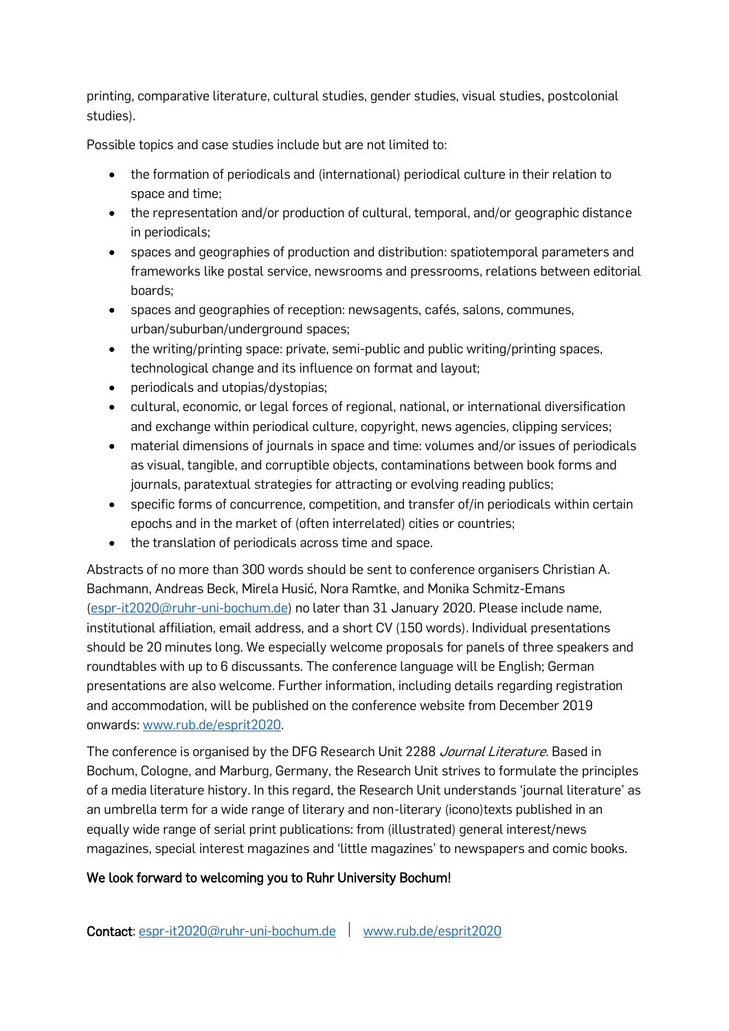printing, comparative literature, cultural studies, gender studies, visual studies, postcolonial studies).

Possible topics and case studies include but are not limited to:

- the formation of periodicals and (international) periodical culture in their relation to space and time;
- the representation and/or production of cultural, temporal, and/or geographic distance in periodicals;
- spaces and geographies of production and distribution: spatiotemporal parameters and frameworks like postal service, newsrooms and pressrooms, relations between editorial boards;
- spaces and geographies of reception: newsagents, cafés, salons, communes, urban/suburban/underground spaces;
- the writing/printing space: private, semi-public and public writing/printing spaces, technological change and its influence on format and layout;
- periodicals and utopias/dystopias;
- cultural, economic, or legal forces of regional, national, or international diversification and exchange within periodical culture, copyright, news agencies, clipping services;
- material dimensions of journals in space and time: volumes and/or issues of periodicals as visual, tangible, and corruptible objects, contaminations between book forms and journals, paratextual strategies for attracting or evolving reading publics;
- specific forms of concurrence, competition, and transfer of/in periodicals within certain epochs and in the market of (often interrelated) cities or countries;
- the translation of periodicals across time and space.

Abstracts of no more than 300 words should be sent to conference organisers Christian A. Bachmann, Andreas Beck, Mirela Husić, Nora Ramtke, and Monika Schmitz-Emans (espr-it2020@ruhr-uni-bochum.de) no later than 31 January 2020. Please include name, institutional affiliation, email address, and a short CV (150 words). Individual presentations should be 20 minutes long. We especially welcome proposals for panels of three speakers and roundtables with up to 6 discussants. The conference language will be English; German presentations are also welcome. Further information, including details regarding registration and accommodation, will be published on the conference website from December 2019 onwards: www.rub.de/esprit2020.

The conference is organised by the DFG Research Unit 2288 *Journal Literature*. Based in Bochum, Cologne, and Marburg, Germany, the Research Unit strives to formulate the principles of a media literature history. In this regard, the Research Unit understands 'journal literature' as an umbrella term for a wide range of literary and non-literary (icono)texts published in an equally wide range of serial print publications: from (illustrated) general interest/news magazines, special interest magazines and 'little magazines' to newspapers and comic books.

**We look forward to welcoming you to Ruhr University Bochum!**

**Contact**: espr-it2020@ruhr-uni-bochum.de | www.rub.de/esprit2020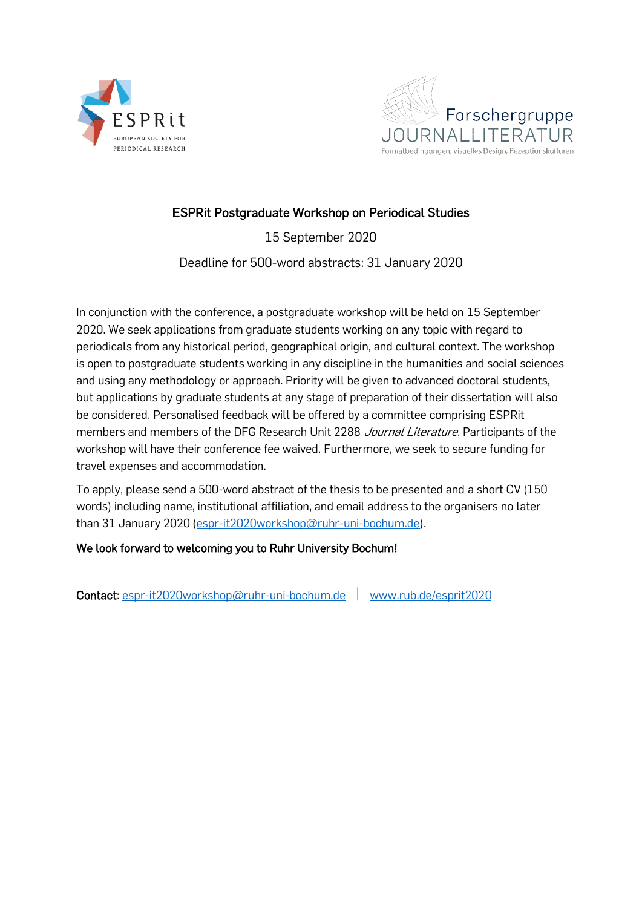ESPRit

EUROPEAN SOCIETY FOR PERIODICAL RESEARCH

Forschergruppe JOURNALLITERATUR

Formatbedingungen, visuelles Design, Rezeptionskulturen

## ESPRit Postgraduate Workshop on Periodical Studies

15 September 2020

Deadline for 500-word abstracts: 31 January 2020

In conjunction with the conference, a postgraduate workshop will be held on 15 September 2020. We seek applications from graduate students working on any topic with regard to periodicals from any historical period, geographical origin, and cultural context. The workshop is open to postgraduate students working in any discipline in the humanities and social sciences and using any methodology or approach. Priority will be given to advanced doctoral students, but applications by graduate students at any stage of preparation of their dissertation will also be considered. Personalised feedback will be offered by a committee comprising ESPRit members and members of the DFG Research Unit 2288 *Journal Literature*. Participants of the workshop will have their conference fee waived. Furthermore, we seek to secure funding for travel expenses and accommodation.

To apply, please send a 500-word abstract of the thesis to be presented and a short CV (150 words) including name, institutional affiliation, and email address to the organisers no later than 31 January 2020 (espr-it2020workshop@ruhr-uni-bochum.de).

**We look forward to welcoming you to Ruhr University Bochum!**

**Contact**: espr-it2020workshop@ruhr-uni-bochum.de | www.rub.de/esprit2020